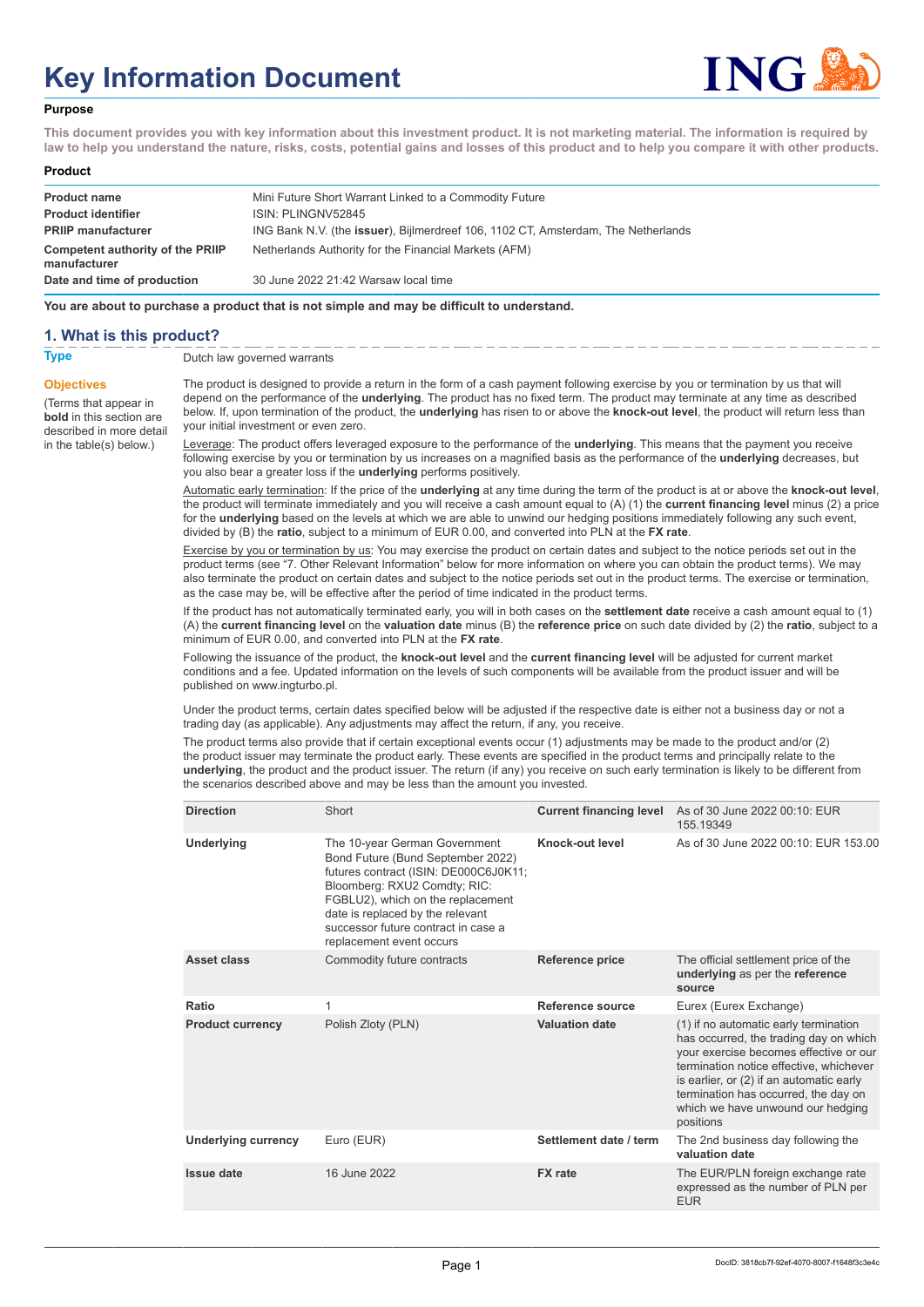# Key Information Document

### Purpose

**This document provides you with key information about this investment product. It is not marketing material. The information is required by law to help you understand the nature, risks, costs, potential gains and losses of this product and to help you compare it with other products.**

### Product

| | |
|---|---|
| **Product name** | Mini Future Short Warrant Linked to a Commodity Future |
| **Product identifier** | ISIN: PLINGNV52845 |
| **PRIIP manufacturer** | ING Bank N.V. (the **issuer**), Bijlmerdreef 106, 1102 CT, Amsterdam, The Netherlands |
| **Competent authority of the PRIIP manufacturer** | Netherlands Authority for the Financial Markets (AFM) |
| **Date and time of production** | 30 June 2022 21:42 Warsaw local time |

**You are about to purchase a product that is not simple and may be difficult to understand.**

## 1. What is this product?

**Type**

Dutch law governed warrants

**Objectives**

(Terms that appear in **bold** in this section are described in more detail in the table(s) below.)

The product is designed to provide a return in the form of a cash payment following exercise by you or termination by us that will depend on the performance of the **underlying**. The product has no fixed term. The product may terminate at any time as described below. If, upon termination of the product, the **underlying** has risen to or above the **knock-out level**, the product will return less than your initial investment or even zero.

Leverage: The product offers leveraged exposure to the performance of the **underlying**. This means that the payment you receive following exercise by you or termination by us increases on a magnified basis as the performance of the **underlying** decreases, but you also bear a greater loss if the **underlying** performs positively.

Automatic early termination: If the price of the **underlying** at any time during the term of the product is at or above the **knock-out level**, the product will terminate immediately and you will receive a cash amount equal to (A) (1) the **current financing level** minus (2) a price for the **underlying** based on the levels at which we are able to unwind our hedging positions immediately following any such event, divided by (B) the **ratio**, subject to a minimum of EUR 0.00, and converted into PLN at the **FX rate**.

Exercise by you or termination by us: You may exercise the product on certain dates and subject to the notice periods set out in the product terms (see "7. Other Relevant Information" below for more information on where you can obtain the product terms). We may also terminate the product on certain dates and subject to the notice periods set out in the product terms. The exercise or termination, as the case may be, will be effective after the period of time indicated in the product terms.

If the product has not automatically terminated early, you will in both cases on the **settlement date** receive a cash amount equal to (1) (A) the **current financing level** on the **valuation date** minus (B) the **reference price** on such date divided by (2) the **ratio**, subject to a minimum of EUR 0.00, and converted into PLN at the **FX rate**.

Following the issuance of the product, the **knock-out level** and the **current financing level** will be adjusted for current market conditions and a fee. Updated information on the levels of such components will be available from the product issuer and will be published on www.ingturbo.pl.

Under the product terms, certain dates specified below will be adjusted if the respective date is either not a business day or not a trading day (as applicable). Any adjustments may affect the return, if any, you receive.

The product terms also provide that if certain exceptional events occur (1) adjustments may be made to the product and/or (2) the product issuer may terminate the product early. These events are specified in the product terms and principally relate to the **underlying**, the product and the product issuer. The return (if any) you receive on such early termination is likely to be different from the scenarios described above and may be less than the amount you invested.

| | | | |
|---|---|---|---|
| **Direction** | Short | **Current financing level** | As of 30 June 2022 00:10: EUR 155.19349 |
| **Underlying** | The 10-year German Government Bond Future (Bund September 2022) futures contract (ISIN: DE000C6J0K11; Bloomberg: RXU2 Comdty; RIC: FGBLU2), which on the replacement date is replaced by the relevant successor future contract in case a replacement event occurs | **Knock-out level** | As of 30 June 2022 00:10: EUR 153.00 |
| **Asset class** | Commodity future contracts | **Reference price** | The official settlement price of the **underlying** as per the **reference source** |
| **Ratio** | 1 | **Reference source** | Eurex (Eurex Exchange) |
| **Product currency** | Polish Zloty (PLN) | **Valuation date** | (1) if no automatic early termination has occurred, the trading day on which your exercise becomes effective or our termination notice effective, whichever is earlier, or (2) if an automatic early termination has occurred, the day on which we have unwound our hedging positions |
| **Underlying currency** | Euro (EUR) | **Settlement date / term** | The 2nd business day following the **valuation date** |
| **Issue date** | 16 June 2022 | **FX rate** | The EUR/PLN foreign exchange rate expressed as the number of PLN per EUR |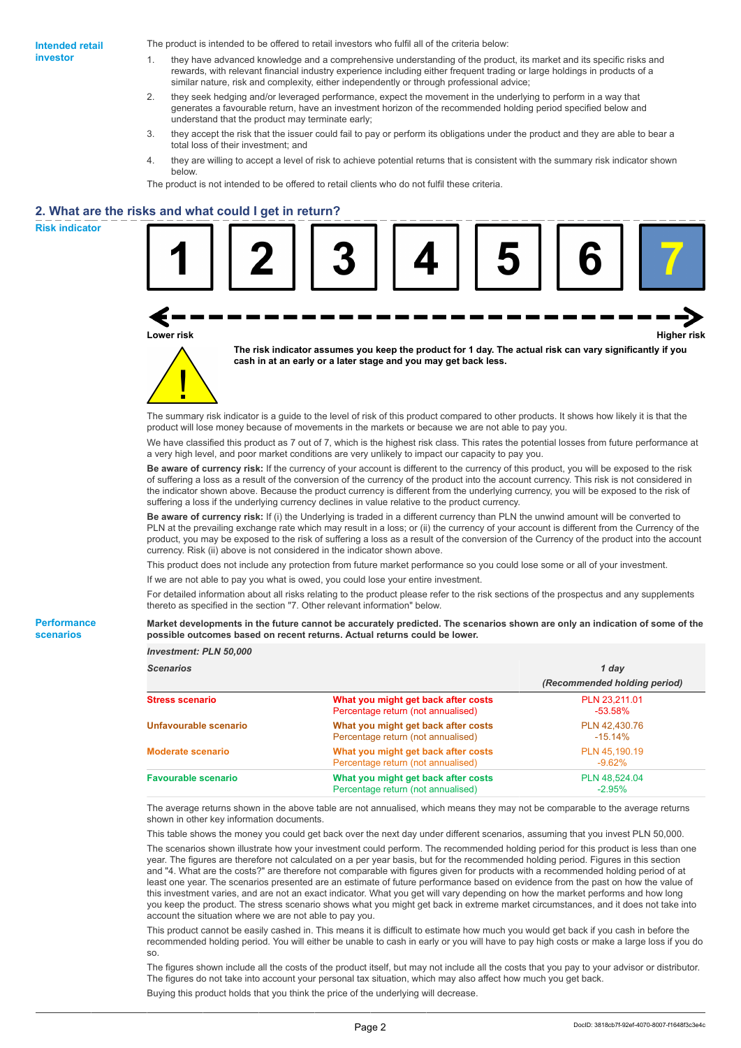**Intended retail investor**

The product is intended to be offered to retail investors who fulfil all of the criteria below:

1. they have advanced knowledge and a comprehensive understanding of the product, its market and its specific risks and rewards, with relevant financial industry experience including either frequent trading or large holdings in products of a similar nature, risk and complexity, either independently or through professional advice;
2. they seek hedging and/or leveraged performance, expect the movement in the underlying to perform in a way that generates a favourable return, have an investment horizon of the recommended holding period specified below and understand that the product may terminate early;
3. they accept the risk that the issuer could fail to pay or perform its obligations under the product and they are able to bear a total loss of their investment; and
4. they are willing to accept a level of risk to achieve potential returns that is consistent with the summary risk indicator shown below.

The product is not intended to be offered to retail clients who do not fulfil these criteria.

## 2. What are the risks and what could I get in return?

**Risk indicator**

1 | 2 | 3 | 4 | 5 | 6 | **7**

Lower risk — Higher risk

**The risk indicator assumes you keep the product for 1 day. The actual risk can vary significantly if you cash in at an early or a later stage and you may get back less.**

The summary risk indicator is a guide to the level of risk of this product compared to other products. It shows how likely it is that the product will lose money because of movements in the markets or because we are not able to pay you.

We have classified this product as 7 out of 7, which is the highest risk class. This rates the potential losses from future performance at a very high level, and poor market conditions are very unlikely to impact our capacity to pay you.

**Be aware of currency risk:** If the currency of your account is different to the currency of this product, you will be exposed to the risk of suffering a loss as a result of the conversion of the currency of the product into the account currency. This risk is not considered in the indicator shown above. Because the product currency is different from the underlying currency, you will be exposed to the risk of suffering a loss if the underlying currency declines in value relative to the product currency.

**Be aware of currency risk:** If (i) the Underlying is traded in a different currency than PLN the unwind amount will be converted to PLN at the prevailing exchange rate which may result in a loss; or (ii) the currency of your account is different from the Currency of the product, you may be exposed to the risk of suffering a loss as a result of the conversion of the Currency of the product into the account currency. Risk (ii) above is not considered in the indicator shown above.

This product does not include any protection from future market performance so you could lose some or all of your investment.

If we are not able to pay you what is owed, you could lose your entire investment.

For detailed information about all risks relating to the product please refer to the risk sections of the prospectus and any supplements thereto as specified in the section "7. Other relevant information" below.

**Performance scenarios**

**Market developments in the future cannot be accurately predicted. The scenarios shown are only an indication of some of the possible outcomes based on recent returns. Actual returns could be lower.**

| *Investment: PLN 50,000* | | |
|---|---|---|
| *Scenarios* | | *1 day (Recommended holding period)* |
| **Stress scenario** | **What you might get back after costs** | PLN 23,211.01 |
| | Percentage return (not annualised) | -53.58% |
| **Unfavourable scenario** | **What you might get back after costs** | PLN 42,430.76 |
| | Percentage return (not annualised) | -15.14% |
| **Moderate scenario** | **What you might get back after costs** | PLN 45,190.19 |
| | Percentage return (not annualised) | -9.62% |
| **Favourable scenario** | **What you might get back after costs** | PLN 48,524.04 |
| | Percentage return (not annualised) | -2.95% |

The average returns shown in the above table are not annualised, which means they may not be comparable to the average returns shown in other key information documents.

This table shows the money you could get back over the next day under different scenarios, assuming that you invest PLN 50,000.

The scenarios shown illustrate how your investment could perform. The recommended holding period for this product is less than one year. The figures are therefore not calculated on a per year basis, but for the recommended holding period. Figures in this section and "4. What are the costs?" are therefore not comparable with figures given for products with a recommended holding period of at least one year. The scenarios presented are an estimate of future performance based on evidence from the past on how the value of this investment varies, and are not an exact indicator. What you get will vary depending on how the market performs and how long you keep the product. The stress scenario shows what you might get back in extreme market circumstances, and it does not take into account the situation where we are not able to pay you.

This product cannot be easily cashed in. This means it is difficult to estimate how much you would get back if you cash in before the recommended holding period. You will either be unable to cash in early or you will have to pay high costs or make a large loss if you do so.

The figures shown include all the costs of the product itself, but may not include all the costs that you pay to your advisor or distributor. The figures do not take into account your personal tax situation, which may also affect how much you get back.

Buying this product holds that you think the price of the underlying will decrease.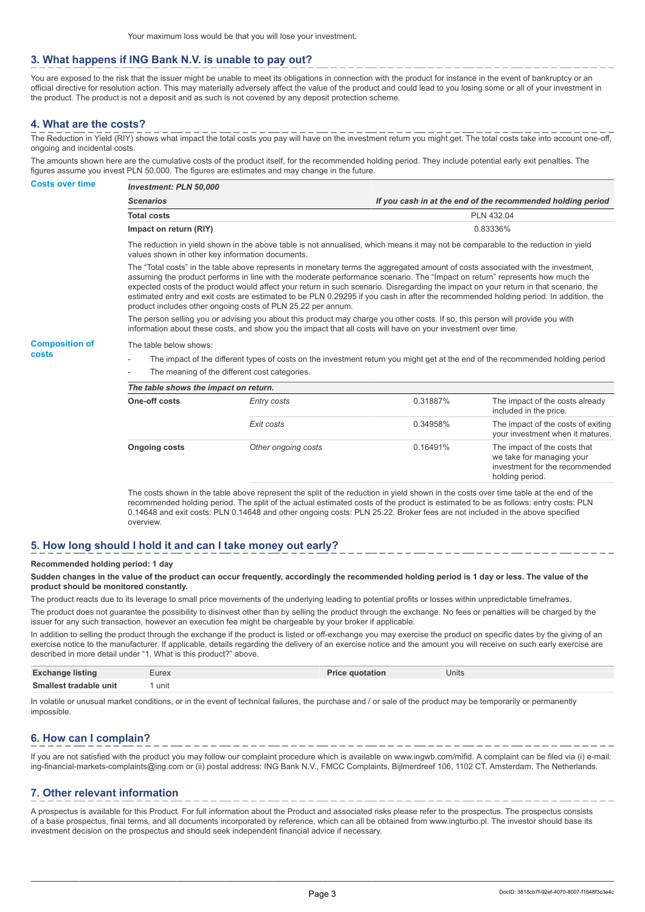Your maximum loss would be that you will lose your investment.

## 3. What happens if ING Bank N.V. is unable to pay out?

You are exposed to the risk that the issuer might be unable to meet its obligations in connection with the product for instance in the event of bankruptcy or an official directive for resolution action. This may materially adversely affect the value of the product and could lead to you losing some or all of your investment in the product. The product is not a deposit and as such is not covered by any deposit protection scheme.

## 4. What are the costs?

The Reduction in Yield (RIY) shows what impact the total costs you pay will have on the investment return you might get. The total costs take into account one-off, ongoing and incidental costs.

The amounts shown here are the cumulative costs of the product itself, for the recommended holding period. They include potential early exit penalties. The figures assume you invest PLN 50,000. The figures are estimates and may change in the future.

**Costs over time**

| *Investment: PLN 50,000* | |
|---|---|
| ***Scenarios*** | ***If you cash in at the end of the recommended holding period*** |
| **Total costs** | PLN 432.04 |
| **Impact on return (RIY)** | 0.83336% |

The reduction in yield shown in the above table is not annualised, which means it may not be comparable to the reduction in yield values shown in other key information documents.

The "Total costs" in the table above represents in monetary terms the aggregated amount of costs associated with the investment, assuming the product performs in line with the moderate performance scenario. The "Impact on return" represents how much the expected costs of the product would affect your return in such scenario. Disregarding the impact on your return in that scenario, the estimated entry and exit costs are estimated to be PLN 0.29295 if you cash in after the recommended holding period. In addition, the product includes other ongoing costs of PLN 25.22 per annum.

The person selling you or advising you about this product may charge you other costs. If so, this person will provide you with information about these costs, and show you the impact that all costs will have on your investment over time.

**Composition of costs**

The table below shows:

- The impact of the different types of costs on the investment return you might get at the end of the recommended holding period
- The meaning of the different cost categories.

| *The table shows the impact on return.* | | | |
|---|---|---|---|
| **One-off costs** | *Entry costs* | 0.31887% | The impact of the costs already included in the price. |
| | *Exit costs* | 0.34958% | The impact of the costs of exiting your investment when it matures. |
| **Ongoing costs** | *Other ongoing costs* | 0.16491% | The impact of the costs that we take for managing your investment for the recommended holding period. |

The costs shown in the table above represent the split of the reduction in yield shown in the costs over time table at the end of the recommended holding period. The split of the actual estimated costs of the product is estimated to be as follows: entry costs: PLN 0.14648 and exit costs: PLN 0.14648 and other ongoing costs: PLN 25.22. Broker fees are not included in the above specified overview.

## 5. How long should I hold it and can I take money out early?

**Recommended holding period: 1 day**

**Sudden changes in the value of the product can occur frequently, accordingly the recommended holding period is 1 day or less. The value of the product should be monitored constantly.**

The product reacts due to its leverage to small price movements of the underlying leading to potential profits or losses within unpredictable timeframes.

The product does not guarantee the possibility to disinvest other than by selling the product through the exchange. No fees or penalties will be charged by the issuer for any such transaction, however an execution fee might be chargeable by your broker if applicable.

In addition to selling the product through the exchange if the product is listed or off-exchange you may exercise the product on specific dates by the giving of an exercise notice to the manufacturer. If applicable, details regarding the delivery of an exercise notice and the amount you will receive on such early exercise are described in more detail under "1. What is this product?" above.

| | | | |
|---|---|---|---|
| **Exchange listing** | Eurex | **Price quotation** | Units |
| **Smallest tradable unit** | 1 unit | | |

In volatile or unusual market conditions, or in the event of technical failures, the purchase and / or sale of the product may be temporarily or permanently impossible.

## 6. How can I complain?

If you are not satisfied with the product you may follow our complaint procedure which is available on www.ingwb.com/mifid. A complaint can be filed via (i) e-mail: ing-financial-markets-complaints@ing.com or (ii) postal address: ING Bank N.V., FMCC Complaints, Bijlmerdreef 106, 1102 CT, Amsterdam, The Netherlands.

## 7. Other relevant information

A prospectus is available for this Product. For full information about the Product and associated risks please refer to the prospectus. The prospectus consists of a base prospectus, final terms, and all documents incorporated by reference, which can all be obtained from www.ingturbo.pl. The investor should base its investment decision on the prospectus and should seek independent financial advice if necessary.

DocID: 3818cb7f-92ef-4070-8007-f1648f3c3e4c